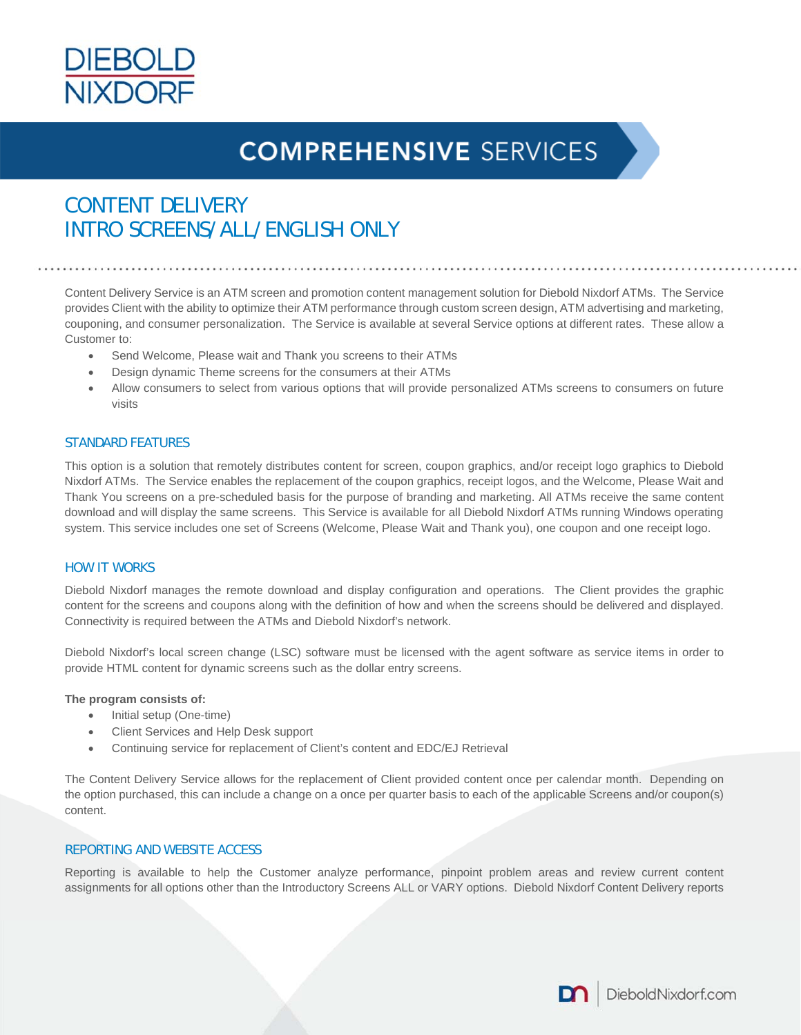DIEBOLD NIXDORF

# COMPREHENSIVE SERVICES

## CONTENT DELIVERY
## INTRO SCREENS/ALL/ENGLISH ONLY

Content Delivery Service is an ATM screen and promotion content management solution for Diebold Nixdorf ATMs. The Service provides Client with the ability to optimize their ATM performance through custom screen design, ATM advertising and marketing, couponing, and consumer personalization. The Service is available at several Service options at different rates. These allow a Customer to:

- Send Welcome, Please wait and Thank you screens to their ATMs
- Design dynamic Theme screens for the consumers at their ATMs
- Allow consumers to select from various options that will provide personalized ATMs screens to consumers on future visits

### STANDARD FEATURES

This option is a solution that remotely distributes content for screen, coupon graphics, and/or receipt logo graphics to Diebold Nixdorf ATMs. The Service enables the replacement of the coupon graphics, receipt logos, and the Welcome, Please Wait and Thank You screens on a pre-scheduled basis for the purpose of branding and marketing. All ATMs receive the same content download and will display the same screens. This Service is available for all Diebold Nixdorf ATMs running Windows operating system. This service includes one set of Screens (Welcome, Please Wait and Thank you), one coupon and one receipt logo.

### HOW IT WORKS

Diebold Nixdorf manages the remote download and display configuration and operations. The Client provides the graphic content for the screens and coupons along with the definition of how and when the screens should be delivered and displayed. Connectivity is required between the ATMs and Diebold Nixdorf's network.

Diebold Nixdorf's local screen change (LSC) software must be licensed with the agent software as service items in order to provide HTML content for dynamic screens such as the dollar entry screens.

**The program consists of:**

- Initial setup (One-time)
- Client Services and Help Desk support
- Continuing service for replacement of Client's content and EDC/EJ Retrieval

The Content Delivery Service allows for the replacement of Client provided content once per calendar month. Depending on the option purchased, this can include a change on a once per quarter basis to each of the applicable Screens and/or coupon(s) content.

### REPORTING AND WEBSITE ACCESS

Reporting is available to help the Customer analyze performance, pinpoint problem areas and review current content assignments for all options other than the Introductory Screens ALL or VARY options. Diebold Nixdorf Content Delivery reports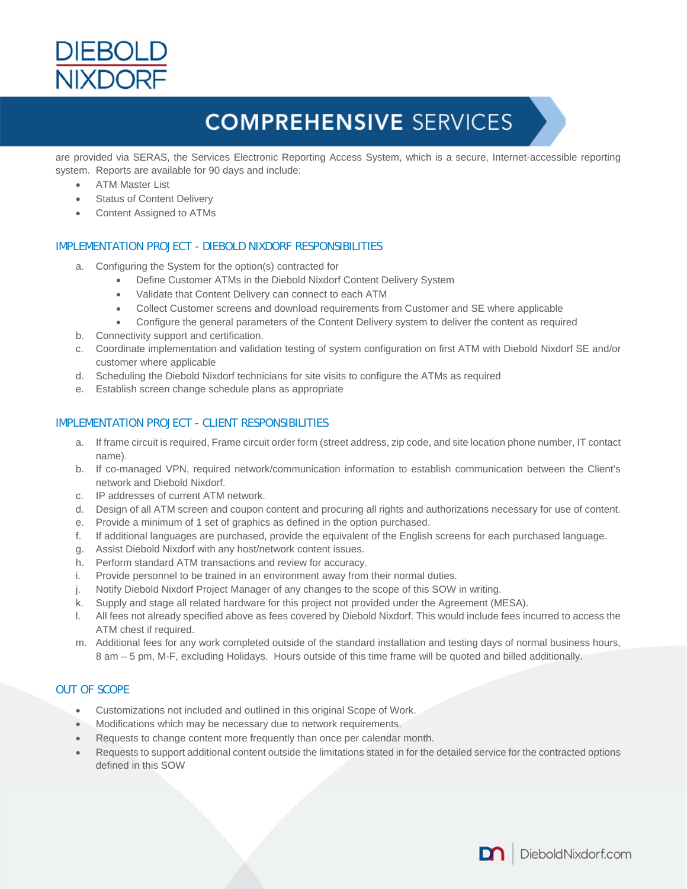are provided via SERAS, the Services Electronic Reporting Access System, which is a secure, Internet-accessible reporting system. Reports are available for 90 days and include:

- ATM Master List
- Status of Content Delivery
- Content Assigned to ATMs

## IMPLEMENTATION PROJECT - DIEBOLD NIXDORF RESPONSIBILITIES

a. Configuring the System for the option(s) contracted for
   - Define Customer ATMs in the Diebold Nixdorf Content Delivery System
   - Validate that Content Delivery can connect to each ATM
   - Collect Customer screens and download requirements from Customer and SE where applicable
   - Configure the general parameters of the Content Delivery system to deliver the content as required

b. Connectivity support and certification.

c. Coordinate implementation and validation testing of system configuration on first ATM with Diebold Nixdorf SE and/or customer where applicable

d. Scheduling the Diebold Nixdorf technicians for site visits to configure the ATMs as required

e. Establish screen change schedule plans as appropriate

## IMPLEMENTATION PROJECT - CLIENT RESPONSIBILITIES

a. If frame circuit is required, Frame circuit order form (street address, zip code, and site location phone number, IT contact name).

b. If co-managed VPN, required network/communication information to establish communication between the Client's network and Diebold Nixdorf.

c. IP addresses of current ATM network.

d. Design of all ATM screen and coupon content and procuring all rights and authorizations necessary for use of content.

e. Provide a minimum of 1 set of graphics as defined in the option purchased.

f. If additional languages are purchased, provide the equivalent of the English screens for each purchased language.

g. Assist Diebold Nixdorf with any host/network content issues.

h. Perform standard ATM transactions and review for accuracy.

i. Provide personnel to be trained in an environment away from their normal duties.

j. Notify Diebold Nixdorf Project Manager of any changes to the scope of this SOW in writing.

k. Supply and stage all related hardware for this project not provided under the Agreement (MESA).

l. All fees not already specified above as fees covered by Diebold Nixdorf. This would include fees incurred to access the ATM chest if required.

m. Additional fees for any work completed outside of the standard installation and testing days of normal business hours, 8 am – 5 pm, M-F, excluding Holidays. Hours outside of this time frame will be quoted and billed additionally.

## OUT OF SCOPE

- Customizations not included and outlined in this original Scope of Work.
- Modifications which may be necessary due to network requirements.
- Requests to change content more frequently than once per calendar month.
- Requests to support additional content outside the limitations stated in for the detailed service for the contracted options defined in this SOW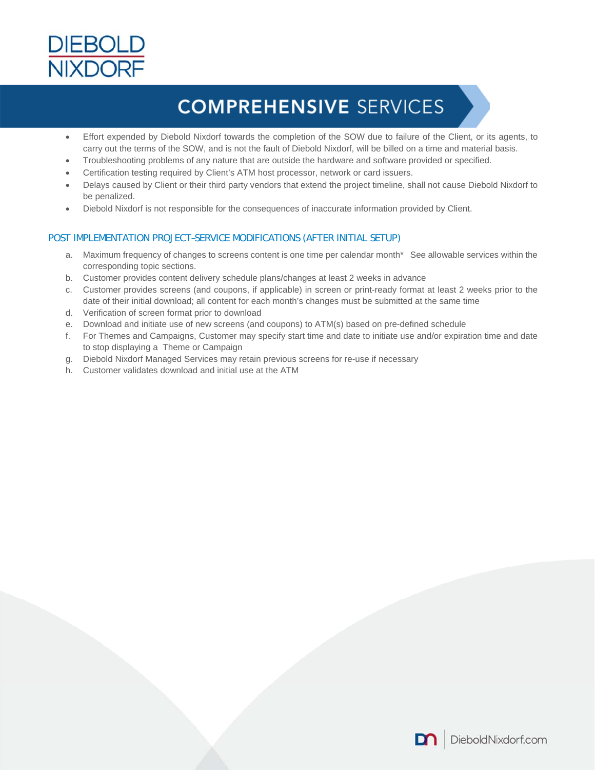- Effort expended by Diebold Nixdorf towards the completion of the SOW due to failure of the Client, or its agents, to carry out the terms of the SOW, and is not the fault of Diebold Nixdorf, will be billed on a time and material basis.
- Troubleshooting problems of any nature that are outside the hardware and software provided or specified.
- Certification testing required by Client's ATM host processor, network or card issuers.
- Delays caused by Client or their third party vendors that extend the project timeline, shall not cause Diebold Nixdorf to be penalized.
- Diebold Nixdorf is not responsible for the consequences of inaccurate information provided by Client.

## POST IMPLEMENTATION PROJECT–SERVICE MODIFICATIONS (AFTER INITIAL SETUP)

a. Maximum frequency of changes to screens content is one time per calendar month* See allowable services within the corresponding topic sections.
b. Customer provides content delivery schedule plans/changes at least 2 weeks in advance
c. Customer provides screens (and coupons, if applicable) in screen or print-ready format at least 2 weeks prior to the date of their initial download; all content for each month's changes must be submitted at the same time
d. Verification of screen format prior to download
e. Download and initiate use of new screens (and coupons) to ATM(s) based on pre-defined schedule
f. For Themes and Campaigns, Customer may specify start time and date to initiate use and/or expiration time and date to stop displaying a Theme or Campaign
g. Diebold Nixdorf Managed Services may retain previous screens for re-use if necessary
h. Customer validates download and initial use at the ATM